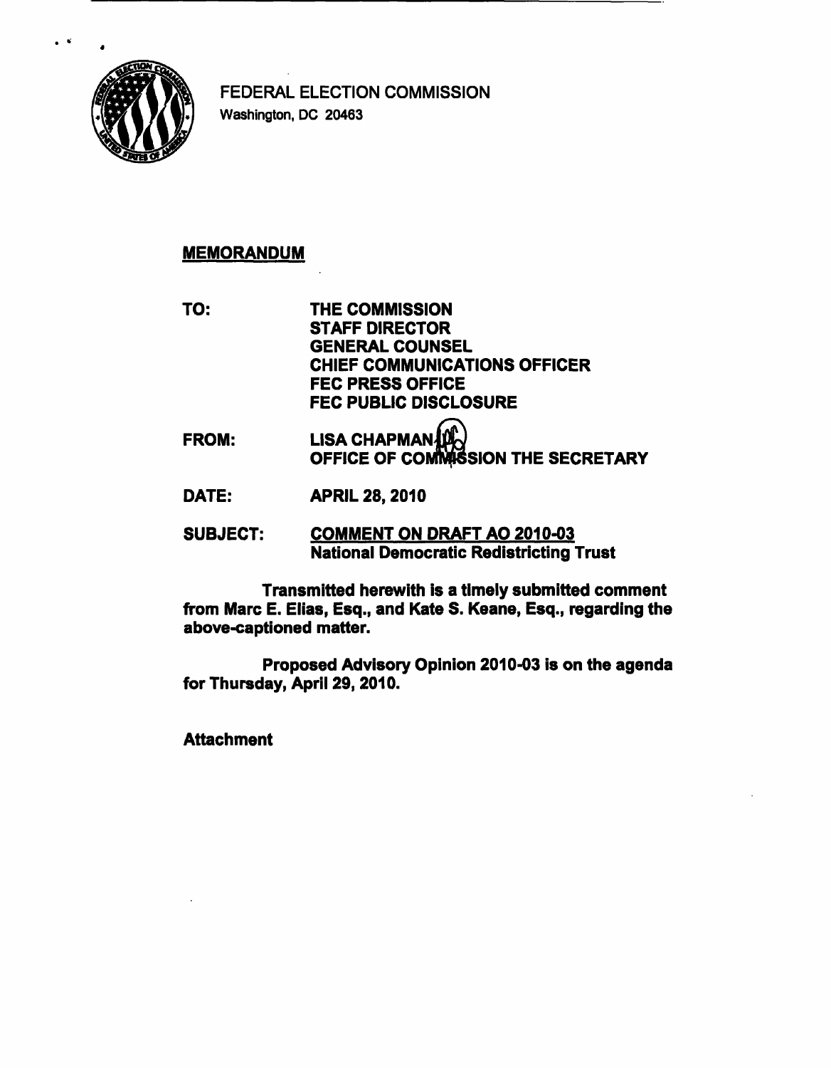FEDERAL ELECTION COMMISSION
Washington, DC 20463

## MEMORANDUM

**TO:** THE COMMISSION
STAFF DIRECTOR
GENERAL COUNSEL
CHIEF COMMUNICATIONS OFFICER
FEC PRESS OFFICE
FEC PUBLIC DISCLOSURE

**FROM:** LISA CHAPMAN
OFFICE OF COMMISSION THE SECRETARY

**DATE:** APRIL 28, 2010

**SUBJECT:** COMMENT ON DRAFT AO 2010-03
National Democratic Redistricting Trust

Transmitted herewith is a timely submitted comment from Marc E. Elias, Esq., and Kate S. Keane, Esq., regarding the above-captioned matter.

Proposed Advisory Opinion 2010-03 is on the agenda for Thursday, April 29, 2010.

Attachment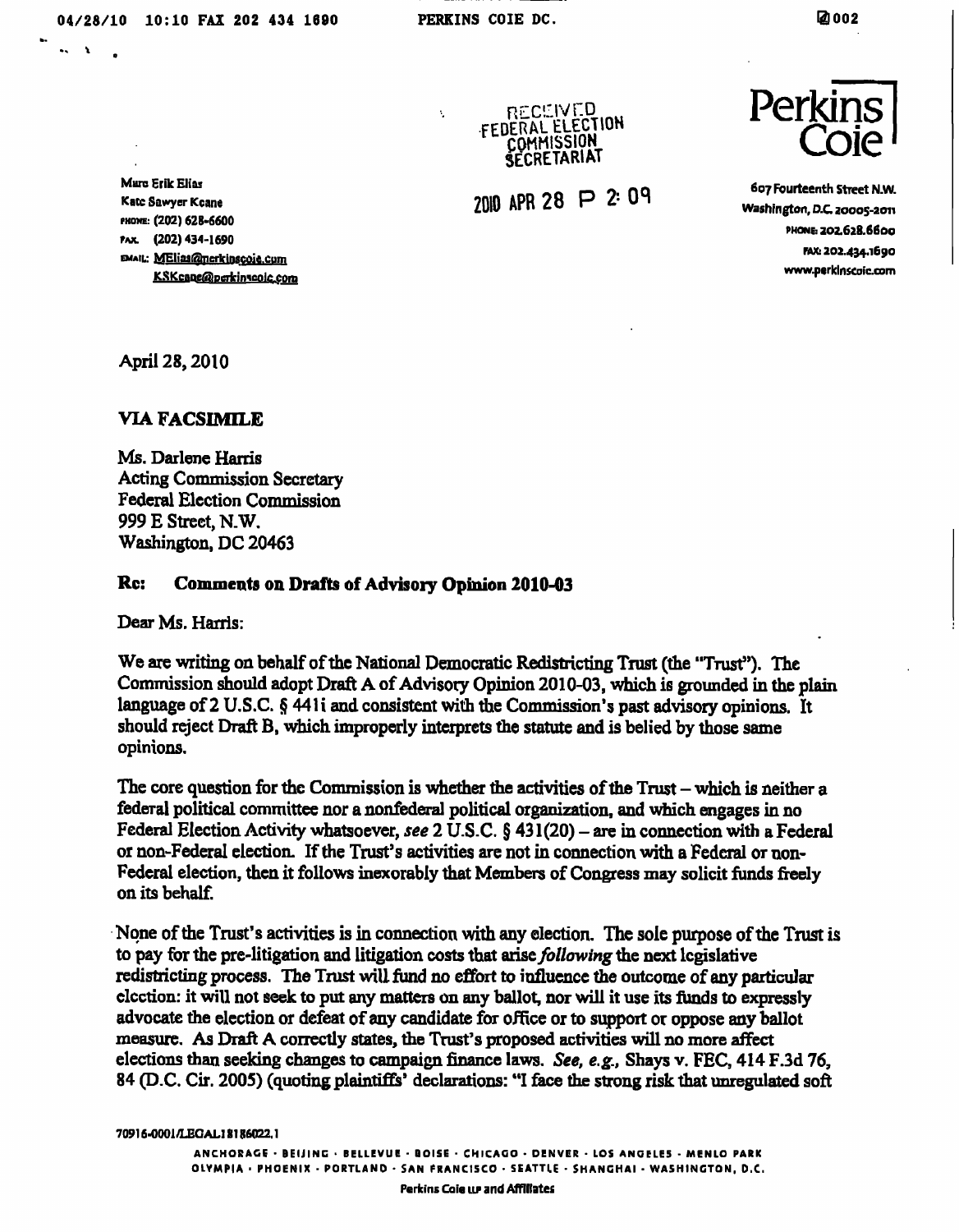RECEIVED
FEDERAL ELECTION
COMMISSION
SECRETARIAT

2010 APR 28 P 2:09

Marc Erik Elias
Kate Sawyer Keane
PHONE: (202) 628-6600
FAX: (202) 434-1690
EMAIL: MElias@perkinscoie.com
KSKeane@perkinscoie.com

Perkins Coie

607 Fourteenth Street N.W.
Washington, D.C. 20005-2011
PHONE: 202.628.6600
FAX: 202.434.1690
www.perkinscoie.com

April 28, 2010

**VIA FACSIMILE**

Ms. Darlene Harris
Acting Commission Secretary
Federal Election Commission
999 E Street, N.W.
Washington, DC 20463

**Re: Comments on Drafts of Advisory Opinion 2010-03**

Dear Ms. Harris:

We are writing on behalf of the National Democratic Redistricting Trust (the "Trust"). The Commission should adopt Draft A of Advisory Opinion 2010-03, which is grounded in the plain language of 2 U.S.C. § 441i and consistent with the Commission's past advisory opinions. It should reject Draft B, which improperly interprets the statute and is belied by those same opinions.

The core question for the Commission is whether the activities of the Trust – which is neither a federal political committee nor a nonfederal political organization, and which engages in no Federal Election Activity whatsoever, *see* 2 U.S.C. § 431(20) – are in connection with a Federal or non-Federal election. If the Trust's activities are not in connection with a Federal or non-Federal election, then it follows inexorably that Members of Congress may solicit funds freely on its behalf.

None of the Trust's activities is in connection with any election. The sole purpose of the Trust is to pay for the pre-litigation and litigation costs that arise *following* the next legislative redistricting process. The Trust will fund no effort to influence the outcome of any particular election: it will not seek to put any matters on any ballot, nor will it use its funds to expressly advocate the election or defeat of any candidate for office or to support or oppose any ballot measure. As Draft A correctly states, the Trust's proposed activities will no more affect elections than seeking changes to campaign finance laws. *See, e.g.,* Shays v. FEC, 414 F.3d 76, 84 (D.C. Cir. 2005) (quoting plaintiffs' declarations: "I face the strong risk that unregulated soft

70916-0001/LEGAL18186022.1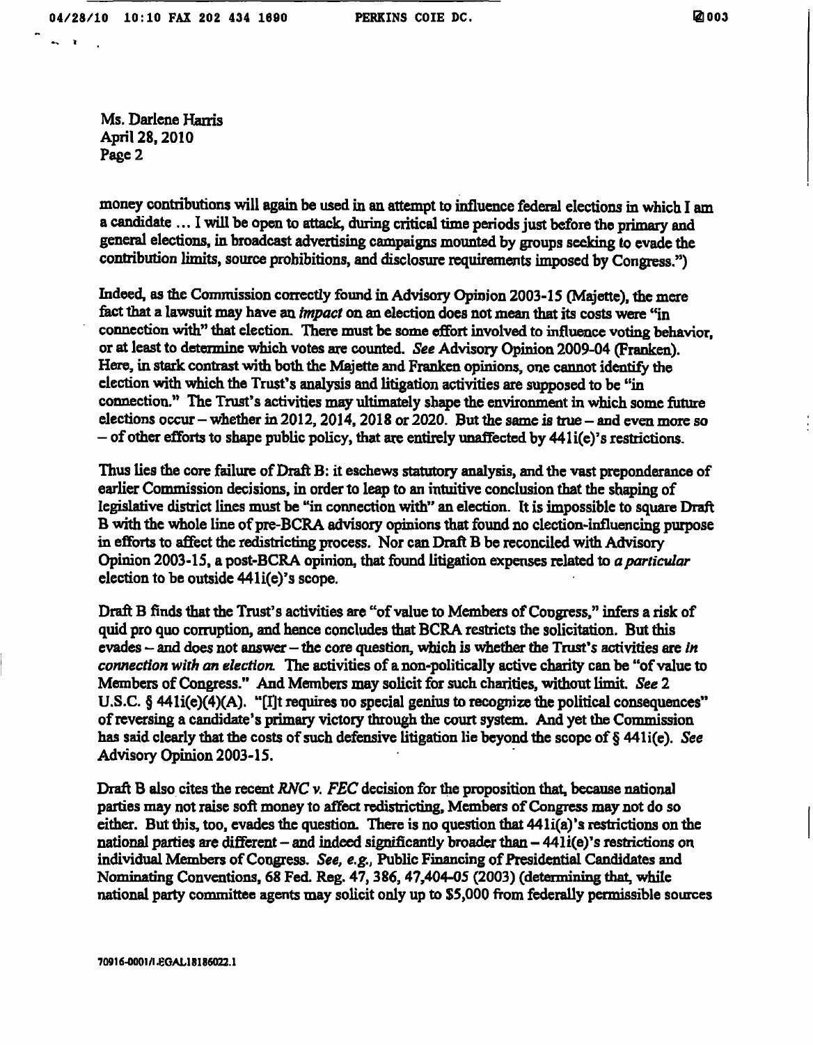Ms. Darlene Harris
April 28, 2010
Page 2

money contributions will again be used in an attempt to influence federal elections in which I am a candidate ... I will be open to attack, during critical time periods just before the primary and general elections, in broadcast advertising campaigns mounted by groups seeking to evade the contribution limits, source prohibitions, and disclosure requirements imposed by Congress.")

Indeed, as the Commission correctly found in Advisory Opinion 2003-15 (Majette), the mere fact that a lawsuit may have an *impact* on an election does not mean that its costs were "in connection with" that election. There must be some effort involved to influence voting behavior, or at least to determine which votes are counted. *See* Advisory Opinion 2009-04 (Franken). Here, in stark contrast with both the Majette and Franken opinions, one cannot identify the election with which the Trust's analysis and litigation activities are supposed to be "in connection." The Trust's activities may ultimately shape the environment in which some future elections occur – whether in 2012, 2014, 2018 or 2020. But the same is true – and even more so – of other efforts to shape public policy, that are entirely unaffected by 441i(e)'s restrictions.

Thus lies the core failure of Draft B: it eschews statutory analysis, and the vast preponderance of earlier Commission decisions, in order to leap to an intuitive conclusion that the shaping of legislative district lines must be "in connection with" an election. It is impossible to square Draft B with the whole line of pre-BCRA advisory opinions that found no election-influencing purpose in efforts to affect the redistricting process. Nor can Draft B be reconciled with Advisory Opinion 2003-15, a post-BCRA opinion, that found litigation expenses related to *a particular* election to be outside 441i(e)'s scope.

Draft B finds that the Trust's activities are "of value to Members of Congress," infers a risk of quid pro quo corruption, and hence concludes that BCRA restricts the solicitation. But this evades – and does not answer – the core question, which is whether the Trust's activities are *in connection with an election*. The activities of a non-politically active charity can be "of value to Members of Congress." And Members may solicit for such charities, without limit. *See* 2 U.S.C. § 441i(e)(4)(A). "[I]t requires no special genius to recognize the political consequences" of reversing a candidate's primary victory through the court system. And yet the Commission has said clearly that the costs of such defensive litigation lie beyond the scope of § 441i(e). *See* Advisory Opinion 2003-15.

Draft B also cites the recent *RNC v. FEC* decision for the proposition that, because national parties may not raise soft money to affect redistricting, Members of Congress may not do so either. But this, too, evades the question. There is no question that 441i(a)'s restrictions on the national parties are different – and indeed significantly broader than – 441i(e)'s restrictions on individual Members of Congress. *See, e.g.*, Public Financing of Presidential Candidates and Nominating Conventions, 68 Fed. Reg. 47, 386, 47,404-05 (2003) (determining that, while national party committee agents may solicit only up to $5,000 from federally permissible sources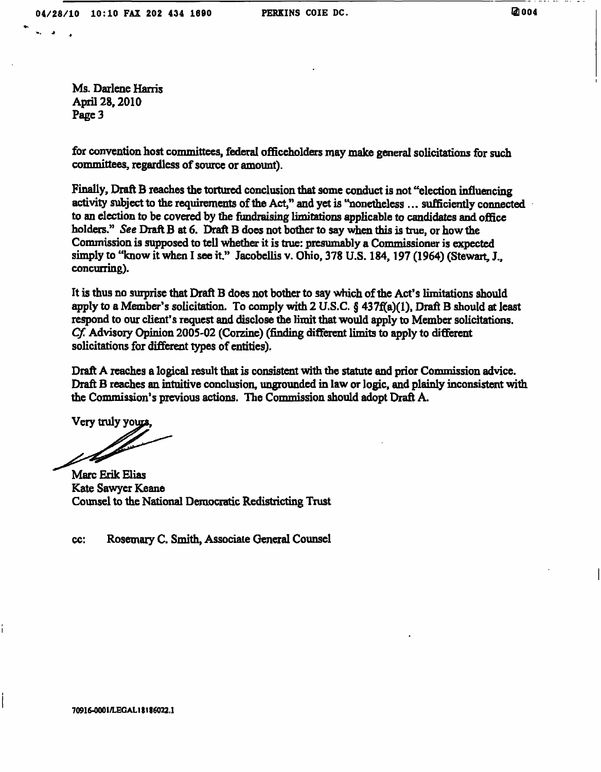Ms. Darlene Harris
April 28, 2010
Page 3

for convention host committees, federal officeholders may make general solicitations for such committees, regardless of source or amount).

Finally, Draft B reaches the tortured conclusion that some conduct is not "election influencing activity subject to the requirements of the Act," and yet is "nonetheless ... sufficiently connected to an election to be covered by the fundraising limitations applicable to candidates and office holders." *See* Draft B at 6. Draft B does not bother to say when this is true, or how the Commission is supposed to tell whether it is true: presumably a Commissioner is expected simply to "know it when I see it." Jacobellis v. Ohio, 378 U.S. 184, 197 (1964) (Stewart, J., concurring).

It is thus no surprise that Draft B does not bother to say which of the Act's limitations should apply to a Member's solicitation. To comply with 2 U.S.C. § 437f(a)(1), Draft B should at least respond to our client's request and disclose the limit that would apply to Member solicitations. *Cf.* Advisory Opinion 2005-02 (Corzine) (finding different limits to apply to different solicitations for different types of entities).

Draft A reaches a logical result that is consistent with the statute and prior Commission advice. Draft B reaches an intuitive conclusion, ungrounded in law or logic, and plainly inconsistent with the Commission's previous actions. The Commission should adopt Draft A.

Very truly yours,

Marc Erik Elias
Kate Sawyer Keane
Counsel to the National Democratic Redistricting Trust

cc: Rosemary C. Smith, Associate General Counsel

70916-0001/LEGAL18186022.1